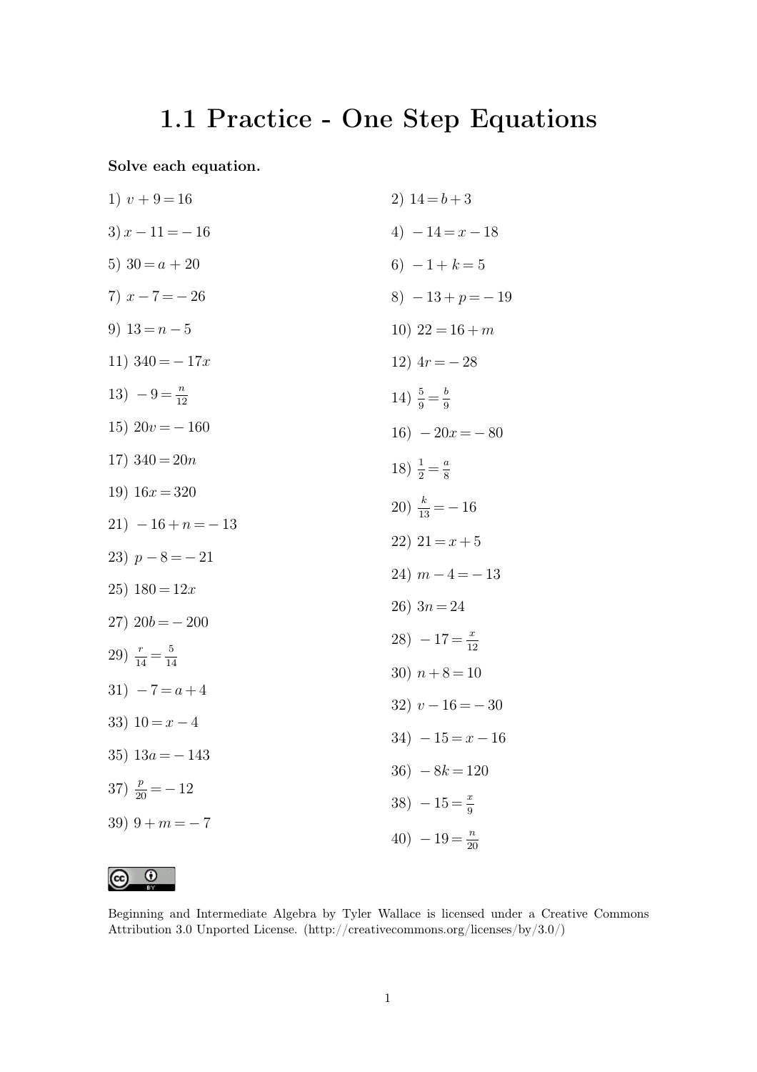# 1.1 Practice - One Step Equations

**Solve each equation.**

1) $v + 9 = 16$

2) $14 = b + 3$

3) $x - 11 = -16$

4) $-14 = x - 18$

5) $30 = a + 20$

6) $-1 + k = 5$

7) $x - 7 = -26$

8) $-13 + p = -19$

9) $13 = n - 5$

10) $22 = 16 + m$

11) $340 = -17x$

12) $4r = -28$

13) $-9 = \frac{n}{12}$

14) $\frac{5}{9} = \frac{b}{9}$

15) $20v = -160$

16) $-20x = -80$

17) $340 = 20n$

18) $\frac{1}{2} = \frac{a}{8}$

19) $16x = 320$

20) $\frac{k}{13} = -16$

21) $-16 + n = -13$

22) $21 = x + 5$

23) $p - 8 = -21$

24) $m - 4 = -13$

25) $180 = 12x$

26) $3n = 24$

27) $20b = -200$

28) $-17 = \frac{x}{12}$

29) $\frac{r}{14} = \frac{5}{14}$

30) $n + 8 = 10$

31) $-7 = a + 4$

32) $v - 16 = -30$

33) $10 = x - 4$

34) $-15 = x - 16$

35) $13a = -143$

36) $-8k = 120$

37) $\frac{p}{20} = -12$

38) $-15 = \frac{x}{9}$

39) $9 + m = -7$

40) $-19 = \frac{n}{20}$

Beginning and Intermediate Algebra by Tyler Wallace is licensed under a Creative Commons Attribution 3.0 Unported License. (http://creativecommons.org/licenses/by/3.0/)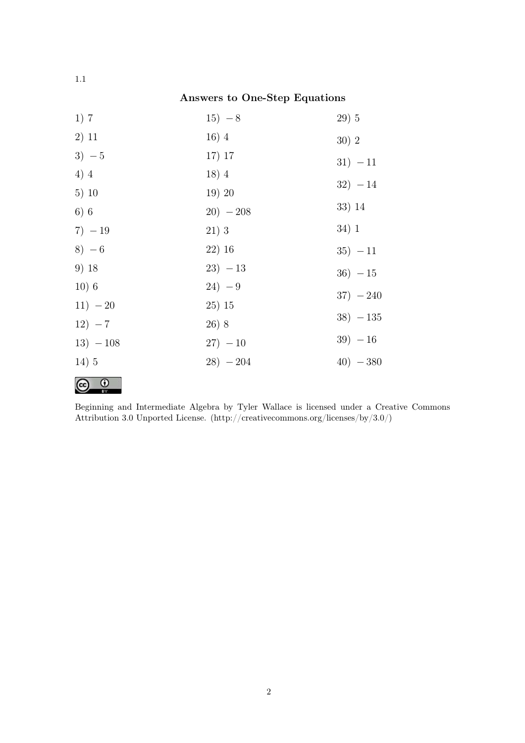1.1

## Answers to One-Step Equations

1) 7
2) 11
3) $-5$
4) 4
5) 10
6) 6
7) $-19$
8) $-6$
9) 18
10) 6
11) $-20$
12) $-7$
13) $-108$
14) 5
15) $-8$
16) 4
17) 17
18) 4
19) 20
20) $-208$
21) 3
22) 16
23) $-13$
24) $-9$
25) 15
26) 8
27) $-10$
28) $-204$
29) 5
30) 2
31) $-11$
32) $-14$
33) 14
34) 1
35) $-11$
36) $-15$
37) $-240$
38) $-135$
39) $-16$
40) $-380$

Beginning and Intermediate Algebra by Tyler Wallace is licensed under a Creative Commons Attribution 3.0 Unported License. (http://creativecommons.org/licenses/by/3.0/)